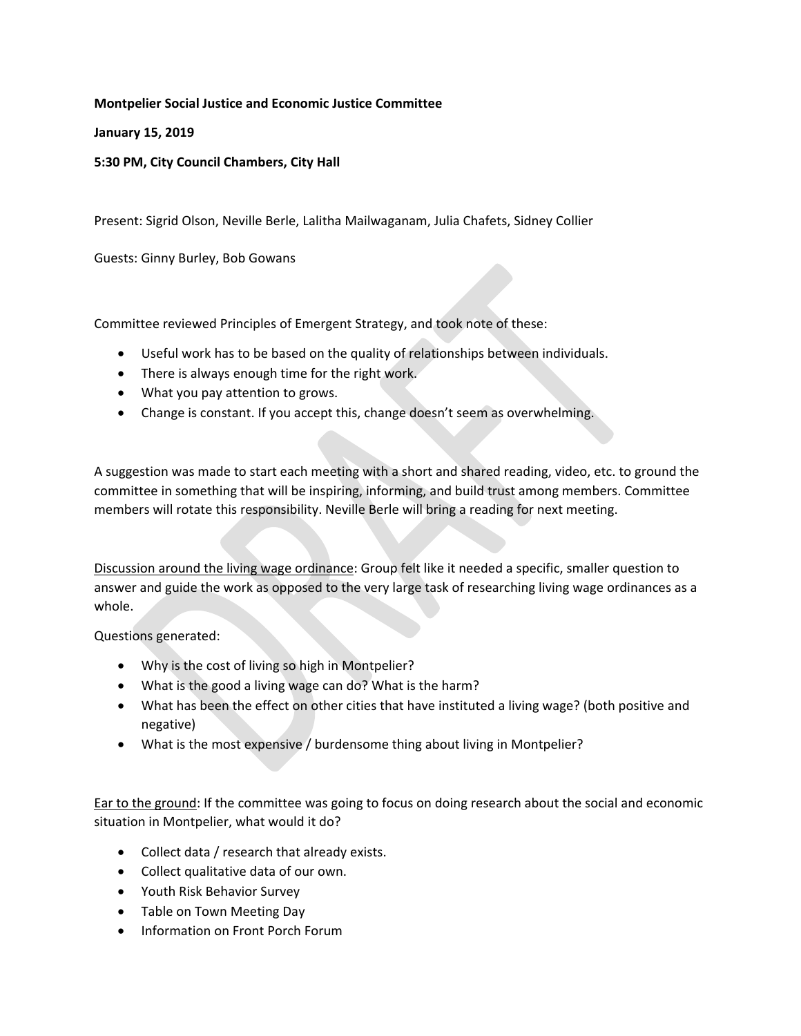**Montpelier Social Justice and Economic Justice Committee**

**January 15, 2019**

**5:30 PM, City Council Chambers, City Hall**

Present: Sigrid Olson, Neville Berle, Lalitha Mailwaganam, Julia Chafets, Sidney Collier

Guests: Ginny Burley, Bob Gowans

Committee reviewed Principles of Emergent Strategy, and took note of these:

- Useful work has to be based on the quality of relationships between individuals.
- There is always enough time for the right work.
- What you pay attention to grows.
- Change is constant. If you accept this, change doesn't seem as overwhelming.

A suggestion was made to start each meeting with a short and shared reading, video, etc. to ground the committee in something that will be inspiring, informing, and build trust among members. Committee members will rotate this responsibility. Neville Berle will bring a reading for next meeting.

<u>Discussion around the living wage ordinance</u>: Group felt like it needed a specific, smaller question to answer and guide the work as opposed to the very large task of researching living wage ordinances as a whole.

Questions generated:

- Why is the cost of living so high in Montpelier?
- What is the good a living wage can do? What is the harm?
- What has been the effect on other cities that have instituted a living wage? (both positive and negative)
- What is the most expensive / burdensome thing about living in Montpelier?

<u>Ear to the ground</u>: If the committee was going to focus on doing research about the social and economic situation in Montpelier, what would it do?

- Collect data / research that already exists.
- Collect qualitative data of our own.
- Youth Risk Behavior Survey
- Table on Town Meeting Day
- Information on Front Porch Forum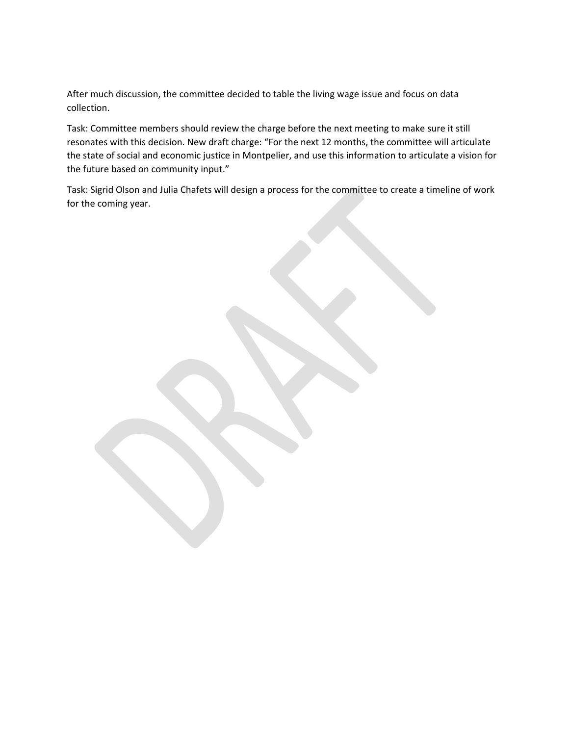After much discussion, the committee decided to table the living wage issue and focus on data collection.

Task: Committee members should review the charge before the next meeting to make sure it still resonates with this decision. New draft charge: "For the next 12 months, the committee will articulate the state of social and economic justice in Montpelier, and use this information to articulate a vision for the future based on community input."

Task: Sigrid Olson and Julia Chafets will design a process for the committee to create a timeline of work for the coming year.